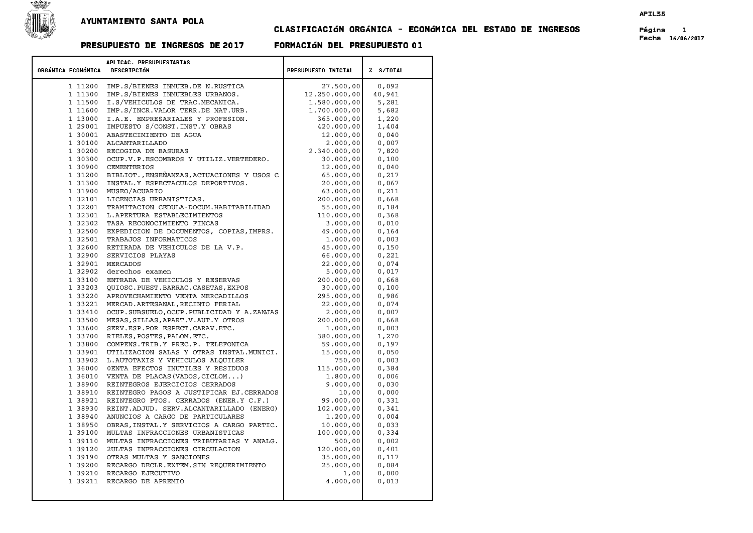# AYUNTAMIENTO SANTA POLA

## CLASIFICACIÓN ORGÁNICA - ECONÓMICA DEL ESTADO DE INGRESOS

### PRESUPUESTO DE INGRESOS DE 2017 FORMACIÓN DEL PRESUPUESTO 01

| APLICAC. PRESUPUESTARIAS ORGÁNICA | ECONÓMICA | DESCRIPCIÓN | PRESUPUESTO INICIAL | % S/TOTAL |
|---|---|---|---|---|
| 1 | 11200 | IMP.S/BIENES INMUEB.DE N.RUSTICA | 27.500,00 | 0,092 |
| 1 | 11300 | IMP.S/BIENES INMUEBLES URBANOS. | 12.250.000,00 | 40,941 |
| 1 | 11500 | I.S/VEHICULOS DE TRAC.MECANICA. | 1.580.000,00 | 5,281 |
| 1 | 11600 | IMP.S/INCR.VALOR TERR.DE NAT.URB. | 1.700.000,00 | 5,682 |
| 1 | 13000 | I.A.E. EMPRESARIALES Y PROFESION. | 365.000,00 | 1,220 |
| 1 | 29001 | IMPUESTO S/CONST.INST.Y OBRAS | 420.000,00 | 1,404 |
| 1 | 30001 | ABASTECIMIENTO DE AGUA | 12.000,00 | 0,040 |
| 1 | 30100 | ALCANTARILLADO | 2.000,00 | 0,007 |
| 1 | 30200 | RECOGIDA DE BASURAS | 2.340.000,00 | 7,820 |
| 1 | 30300 | OCUP.V.P.ESCOMBROS Y UTILIZ.VERTEDERO. | 30.000,00 | 0,100 |
| 1 | 30900 | CEMENTERIOS | 12.000,00 | 0,040 |
| 1 | 31200 | BIBLIOT.,ENSEÑANZAS,ACTUACIONES Y USOS C | 65.000,00 | 0,217 |
| 1 | 31300 | INSTAL.Y ESPECTACULOS DEPORTIVOS. | 20.000,00 | 0,067 |
| 1 | 31900 | MUSEO/ACUARIO | 63.000,00 | 0,211 |
| 1 | 32101 | LICENCIAS URBANISTICAS. | 200.000,00 | 0,668 |
| 1 | 32201 | TRAMITACION CEDULA-DOCUM.HABITABILIDAD | 55.000,00 | 0,184 |
| 1 | 32301 | L.APERTURA ESTABLECIMIENTOS | 110.000,00 | 0,368 |
| 1 | 32302 | TASA RECONOCIMIENTO FINCAS | 3.000,00 | 0,010 |
| 1 | 32500 | EXPEDICION DE DOCUMENTOS, COPIAS,IMPRS. | 49.000,00 | 0,164 |
| 1 | 32501 | TRABAJOS INFORMATICOS | 1.000,00 | 0,003 |
| 1 | 32600 | RETIRADA DE VEHICULOS DE LA V.P. | 45.000,00 | 0,150 |
| 1 | 32900 | SERVICIOS PLAYAS | 66.000,00 | 0,221 |
| 1 | 32901 | MERCADOS | 22.000,00 | 0,074 |
| 1 | 32902 | derechos examen | 5.000,00 | 0,017 |
| 1 | 33100 | ENTRADA DE VEHICULOS Y RESERVAS | 200.000,00 | 0,668 |
| 1 | 33203 | QUIOSC.PUEST.BARRAC.CASETAS,EXPOS | 30.000,00 | 0,100 |
| 1 | 33220 | APROVECHAMIENTO VENTA MERCADILLOS | 295.000,00 | 0,986 |
| 1 | 33221 | MERCAD.ARTESANAL,RECINTO FERIAL | 22.000,00 | 0,074 |
| 1 | 33410 | OCUP.SUBSUELO,OCUP.PUBLICIDAD Y A.ZANJAS | 2.000,00 | 0,007 |
| 1 | 33500 | MESAS,SILLAS,APART.V.AUT.Y OTROS | 200.000,00 | 0,668 |
| 1 | 33600 | SERV.ESP.POR ESPECT.CARAV.ETC. | 1.000,00 | 0,003 |
| 1 | 33700 | RIELES,POSTES,PALOM.ETC. | 380.000,00 | 1,270 |
| 1 | 33800 | COMPENS.TRIB.Y PREC.P. TELEFONICA | 59.000,00 | 0,197 |
| 1 | 33901 | UTILIZACION SALAS Y OTRAS INSTAL.MUNICI. | 15.000,00 | 0,050 |
| 1 | 33902 | L.AUTOTAXIS Y VEHICULOS ALQUILER | 750,00 | 0,003 |
| 1 | 36000 | 0ENTA EFECTOS INUTILES Y RESIDUOS | 115.000,00 | 0,384 |
| 1 | 36010 | VENTA DE PLACAS(VADOS,CICLOM...) | 1.800,00 | 0,006 |
| 1 | 38900 | REINTEGROS EJERCICIOS CERRADOS | 9.000,00 | 0,030 |
| 1 | 38910 | REINTEGRO PAGOS A JUSTIFICAR EJ.CERRADOS | 10,00 | 0,000 |
| 1 | 38921 | REINTEGRO PTOS. CERRADOS (ENER.Y C.F.) | 99.000,00 | 0,331 |
| 1 | 38930 | REINT.ADJUD. SERV.ALCANTARILLADO (ENERG) | 102.000,00 | 0,341 |
| 1 | 38940 | ANUNCIOS A CARGO DE PARTICULARES | 1.200,00 | 0,004 |
| 1 | 38950 | OBRAS,INSTAL.Y SERVICIOS A CARGO PARTIC. | 10.000,00 | 0,033 |
| 1 | 39100 | MULTAS INFRACCIONES URBANISTICAS | 100.000,00 | 0,334 |
| 1 | 39110 | MULTAS INFRACCIONES TRIBUTARIAS Y ANALG. | 500,00 | 0,002 |
| 1 | 39120 | 2ULTAS INFRACCIONES CIRCULACION | 120.000,00 | 0,401 |
| 1 | 39190 | OTRAS MULTAS Y SANCIONES | 35.000,00 | 0,117 |
| 1 | 39200 | RECARGO DECLR.EXTEM.SIN REQUERIMIENTO | 25.000,00 | 0,084 |
| 1 | 39210 | RECARGO EJECUTIVO | 1,00 | 0,000 |
| 1 | 39211 | RECARGO DE APREMIO | 4.000,00 | 0,013 |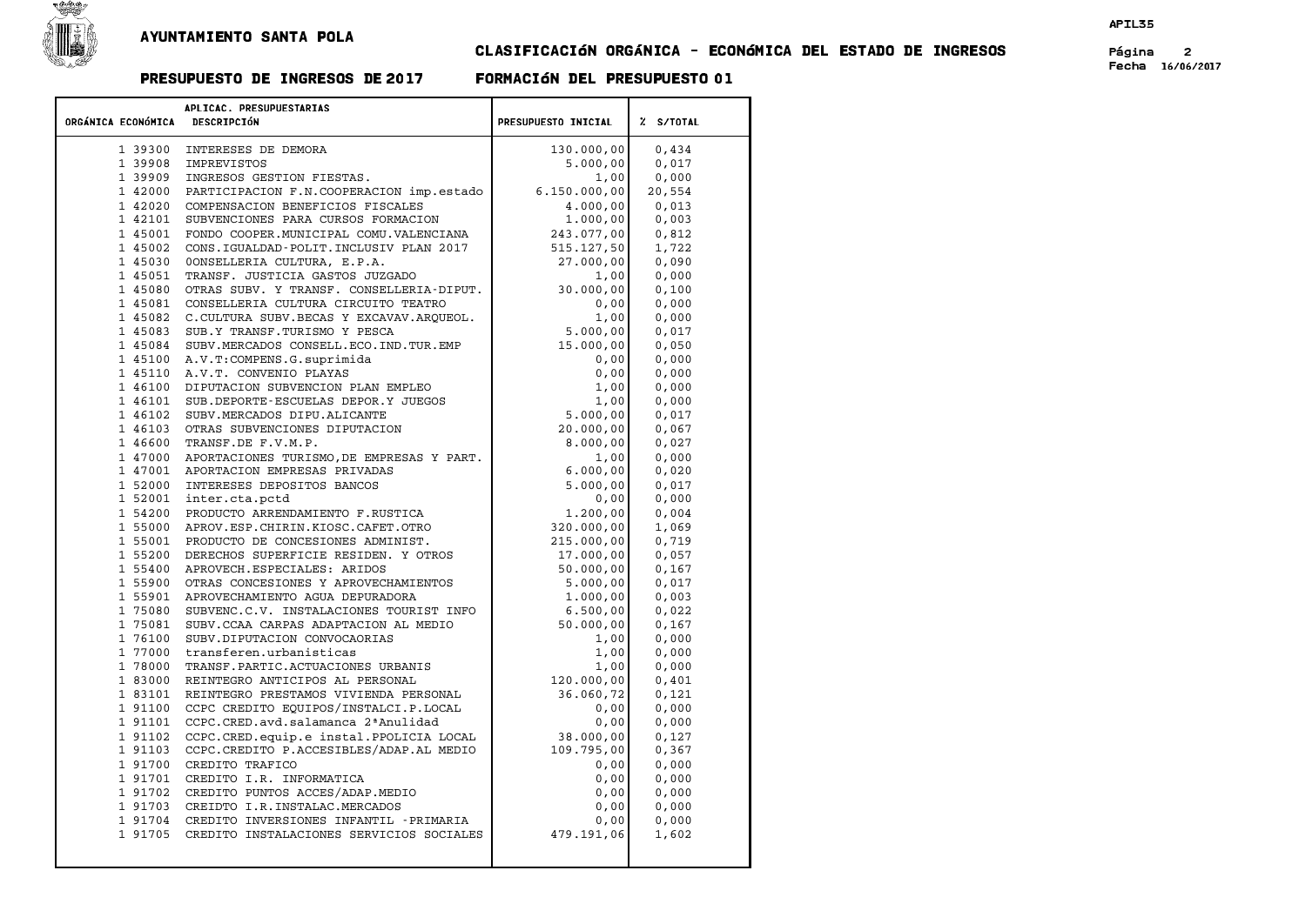AYUNTAMIENTO SANTA POLA

## CLASIFICACIÓN ORGÁNICA - ECONÓMICA DEL ESTADO DE INGRESOS

**PRESUPUESTO DE INGRESOS DE 2017** **FORMACIÓN DEL PRESUPUESTO 01**

| ORGÁNICA | ECONÓMICA | DESCRIPCIÓN | PRESUPUESTO INICIAL | % S/TOTAL |
|---|---|---|---|---|
| 1 | 39300 | INTERESES DE DEMORA | 130.000,00 | 0,434 |
| 1 | 39908 | IMPREVISTOS | 5.000,00 | 0,017 |
| 1 | 39909 | INGRESOS GESTION FIESTAS. | 1,00 | 0,000 |
| 1 | 42000 | PARTICIPACION F.N.COOPERACION imp.estado | 6.150.000,00 | 20,554 |
| 1 | 42020 | COMPENSACION BENEFICIOS FISCALES | 4.000,00 | 0,013 |
| 1 | 42101 | SUBVENCIONES PARA CURSOS FORMACION | 1.000,00 | 0,003 |
| 1 | 45001 | FONDO COOPER.MUNICIPAL COMU.VALENCIANA | 243.077,00 | 0,812 |
| 1 | 45002 | CONS.IGUALDAD-POLIT.INCLUSIV PLAN 2017 | 515.127,50 | 1,722 |
| 1 | 45030 | 0ONSELLERIA CULTURA, E.P.A. | 27.000,00 | 0,090 |
| 1 | 45051 | TRANSF. JUSTICIA GASTOS JUZGADO | 1,00 | 0,000 |
| 1 | 45080 | OTRAS SUBV. Y TRANSF. CONSELLERIA-DIPUT. | 30.000,00 | 0,100 |
| 1 | 45081 | CONSELLERIA CULTURA CIRCUITO TEATRO | 0,00 | 0,000 |
| 1 | 45082 | C.CULTURA SUBV.BECAS Y EXCAVAV.ARQUEOL. | 1,00 | 0,000 |
| 1 | 45083 | SUB.Y TRANSF.TURISMO Y PESCA | 5.000,00 | 0,017 |
| 1 | 45084 | SUBV.MERCADOS CONSELL.ECO.IND.TUR.EMP | 15.000,00 | 0,050 |
| 1 | 45100 | A.V.T:COMPENS.G.suprimida | 0,00 | 0,000 |
| 1 | 45110 | A.V.T. CONVENIO PLAYAS | 0,00 | 0,000 |
| 1 | 46100 | DIPUTACION SUBVENCION PLAN EMPLEO | 1,00 | 0,000 |
| 1 | 46101 | SUB.DEPORTE-ESCUELAS DEPOR.Y JUEGOS | 1,00 | 0,000 |
| 1 | 46102 | SUBV.MERCADOS DIPU.ALICANTE | 5.000,00 | 0,017 |
| 1 | 46103 | OTRAS SUBVENCIONES DIPUTACION | 20.000,00 | 0,067 |
| 1 | 46600 | TRANSF.DE F.V.M.P. | 8.000,00 | 0,027 |
| 1 | 47000 | APORTACIONES TURISMO,DE EMPRESAS Y PART. | 1,00 | 0,000 |
| 1 | 47001 | APORTACION EMPRESAS PRIVADAS | 6.000,00 | 0,020 |
| 1 | 52000 | INTERESES DEPOSITOS BANCOS | 5.000,00 | 0,017 |
| 1 | 52001 | inter.cta.pctd | 0,00 | 0,000 |
| 1 | 54200 | PRODUCTO ARRENDAMIENTO F.RUSTICA | 1.200,00 | 0,004 |
| 1 | 55000 | APROV.ESP.CHIRIN.KIOSC.CAFET.OTRO | 320.000,00 | 1,069 |
| 1 | 55001 | PRODUCTO DE CONCESIONES ADMINIST. | 215.000,00 | 0,719 |
| 1 | 55200 | DERECHOS SUPERFICIE RESIDEN. Y OTROS | 17.000,00 | 0,057 |
| 1 | 55400 | APROVECH.ESPECIALES: ARIDOS | 50.000,00 | 0,167 |
| 1 | 55900 | OTRAS CONCESIONES Y APROVECHAMIENTOS | 5.000,00 | 0,017 |
| 1 | 55901 | APROVECHAMIENTO AGUA DEPURADORA | 1.000,00 | 0,003 |
| 1 | 75080 | SUBVENC.C.V. INSTALACIONES TOURIST INFO | 6.500,00 | 0,022 |
| 1 | 75081 | SUBV.CCAA CARPAS ADAPTACION AL MEDIO | 50.000,00 | 0,167 |
| 1 | 76100 | SUBV.DIPUTACION CONVOCAORIAS | 1,00 | 0,000 |
| 1 | 77000 | transferen.urbanisticas | 1,00 | 0,000 |
| 1 | 78000 | TRANSF.PARTIC.ACTUACIONES URBANIS | 1,00 | 0,000 |
| 1 | 83000 | REINTEGRO ANTICIPOS AL PERSONAL | 120.000,00 | 0,401 |
| 1 | 83101 | REINTEGRO PRESTAMOS VIVIENDA PERSONAL | 36.060,72 | 0,121 |
| 1 | 91100 | CCPC CREDITO EQUIPOS/INSTALCI.P.LOCAL | 0,00 | 0,000 |
| 1 | 91101 | CCPC.CRED.avd.salamanca 2ªAnulidad | 0,00 | 0,000 |
| 1 | 91102 | CCPC.CRED.equip.e instal.PPOLICIA LOCAL | 38.000,00 | 0,127 |
| 1 | 91103 | CCPC.CREDITO P.ACCESIBLES/ADAP.AL MEDIO | 109.795,00 | 0,367 |
| 1 | 91700 | CREDITO TRAFICO | 0,00 | 0,000 |
| 1 | 91701 | CREDITO I.R. INFORMATICA | 0,00 | 0,000 |
| 1 | 91702 | CREDITO PUNTOS ACCES/ADAP.MEDIO | 0,00 | 0,000 |
| 1 | 91703 | CREIDTO I.R.INSTALAC.MERCADOS | 0,00 | 0,000 |
| 1 | 91704 | CREDITO INVERSIONES INFANTIL -PRIMARIA | 0,00 | 0,000 |
| 1 | 91705 | CREDITO INSTALACIONES SERVICIOS SOCIALES | 479.191,06 | 1,602 |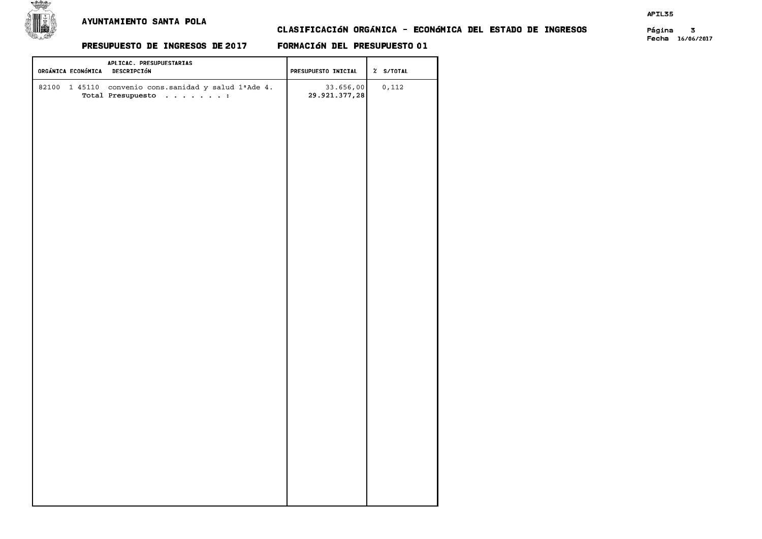AYUNTAMIENTO SANTA POLA

## CLASIFICACIÓN ORGÁNICA - ECONÓMICA DEL ESTADO DE INGRESOS

### PRESUPUESTO DE INGRESOS DE 2017 FORMACIÓN DEL PRESUPUESTO 01

| ORGÁNICA | ECONÓMICA | APLICAC. PRESUPUESTARIAS DESCRIPCIÓN | PRESUPUESTO INICIAL | % S/TOTAL |
|---|---|---|---|---|
| 82100 | 1 45110 | convenio cons.sanidad y salud 1ªAde 4. | 33.656,00 | 0,112 |
| | | **Total Presupuesto . . . . . . . :** | **29.921.377,28** | |